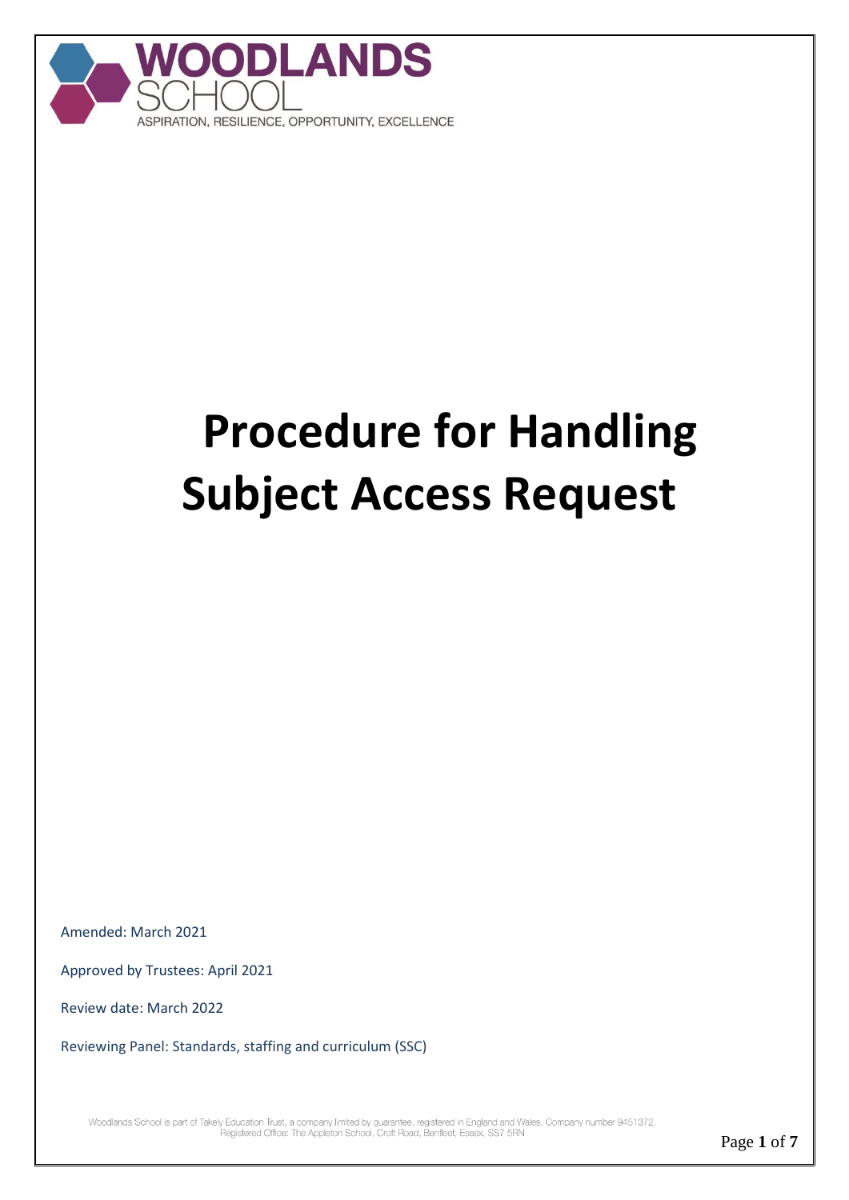WOODLANDS SCHOOL

ASPIRATION, RESILIENCE, OPPORTUNITY, EXCELLENCE

# Procedure for Handling Subject Access Request

Amended: March 2021

Approved by Trustees: April 2021

Review date: March 2022

Reviewing Panel: Standards, staffing and curriculum (SSC)

Woodlands School is part of Takely Education Trust, a company limited by guarantee, registered in England and Wales. Company number 9451372. Registered Office: The Appleton School, Croft Road, Benfleet, Essex, SS7 5RN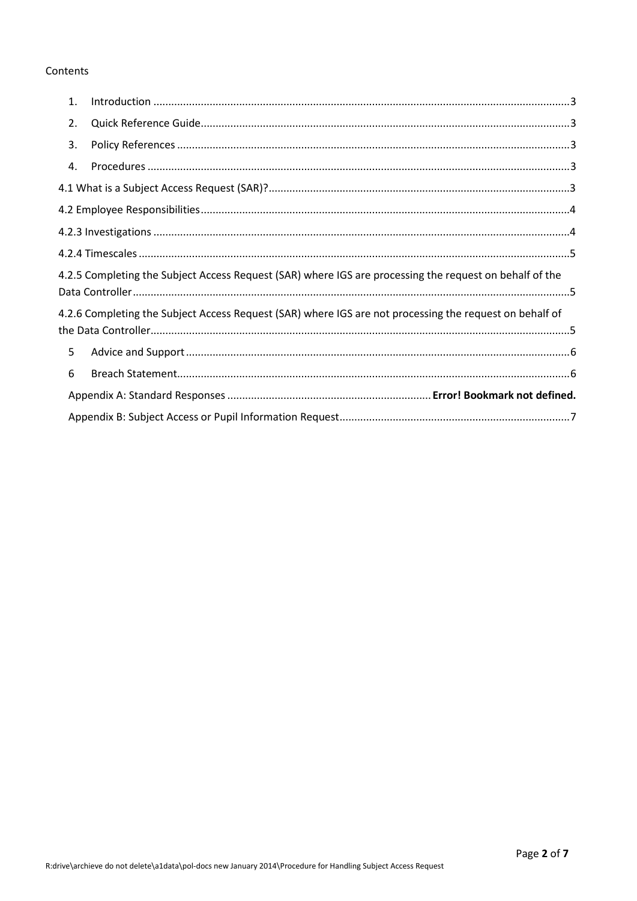Contents

1. Introduction .......... 3
2. Quick Reference Guide .......... 3
3. Policy References .......... 3
4. Procedures .......... 3

4.1 What is a Subject Access Request (SAR)? .......... 3

4.2 Employee Responsibilities .......... 4

4.2.3 Investigations .......... 4

4.2.4 Timescales .......... 5

4.2.5 Completing the Subject Access Request (SAR) where IGS are processing the request on behalf of the Data Controller .......... 5

4.2.6 Completing the Subject Access Request (SAR) where IGS are not processing the request on behalf of the Data Controller .......... 5

5 Advice and Support .......... 6

6 Breach Statement .......... 6

Appendix A: Standard Responses .......... **Error! Bookmark not defined.**

Appendix B: Subject Access or Pupil Information Request .......... 7

R:drive\archieve do not delete\a1data\pol-docs new January 2014\Procedure for Handling Subject Access Request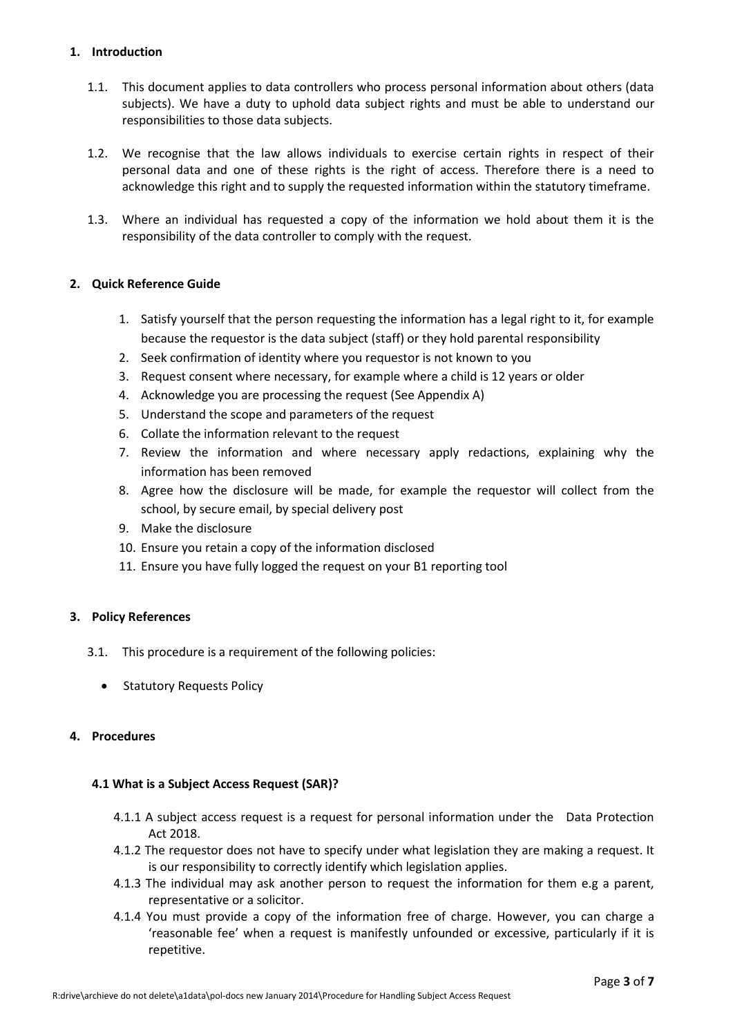## 1. Introduction

1.1. This document applies to data controllers who process personal information about others (data subjects). We have a duty to uphold data subject rights and must be able to understand our responsibilities to those data subjects.

1.2. We recognise that the law allows individuals to exercise certain rights in respect of their personal data and one of these rights is the right of access. Therefore there is a need to acknowledge this right and to supply the requested information within the statutory timeframe.

1.3. Where an individual has requested a copy of the information we hold about them it is the responsibility of the data controller to comply with the request.

## 2. Quick Reference Guide

1. Satisfy yourself that the person requesting the information has a legal right to it, for example because the requestor is the data subject (staff) or they hold parental responsibility
2. Seek confirmation of identity where you requestor is not known to you
3. Request consent where necessary, for example where a child is 12 years or older
4. Acknowledge you are processing the request (See Appendix A)
5. Understand the scope and parameters of the request
6. Collate the information relevant to the request
7. Review the information and where necessary apply redactions, explaining why the information has been removed
8. Agree how the disclosure will be made, for example the requestor will collect from the school, by secure email, by special delivery post
9. Make the disclosure
10. Ensure you retain a copy of the information disclosed
11. Ensure you have fully logged the request on your B1 reporting tool

## 3. Policy References

3.1. This procedure is a requirement of the following policies:

- Statutory Requests Policy

## 4. Procedures

### 4.1 What is a Subject Access Request (SAR)?

4.1.1 A subject access request is a request for personal information under the Data Protection Act 2018.

4.1.2 The requestor does not have to specify under what legislation they are making a request. It is our responsibility to correctly identify which legislation applies.

4.1.3 The individual may ask another person to request the information for them e.g a parent, representative or a solicitor.

4.1.4 You must provide a copy of the information free of charge. However, you can charge a 'reasonable fee' when a request is manifestly unfounded or excessive, particularly if it is repetitive.

R:drive\archieve do not delete\a1data\pol-docs new January 2014\Procedure for Handling Subject Access Request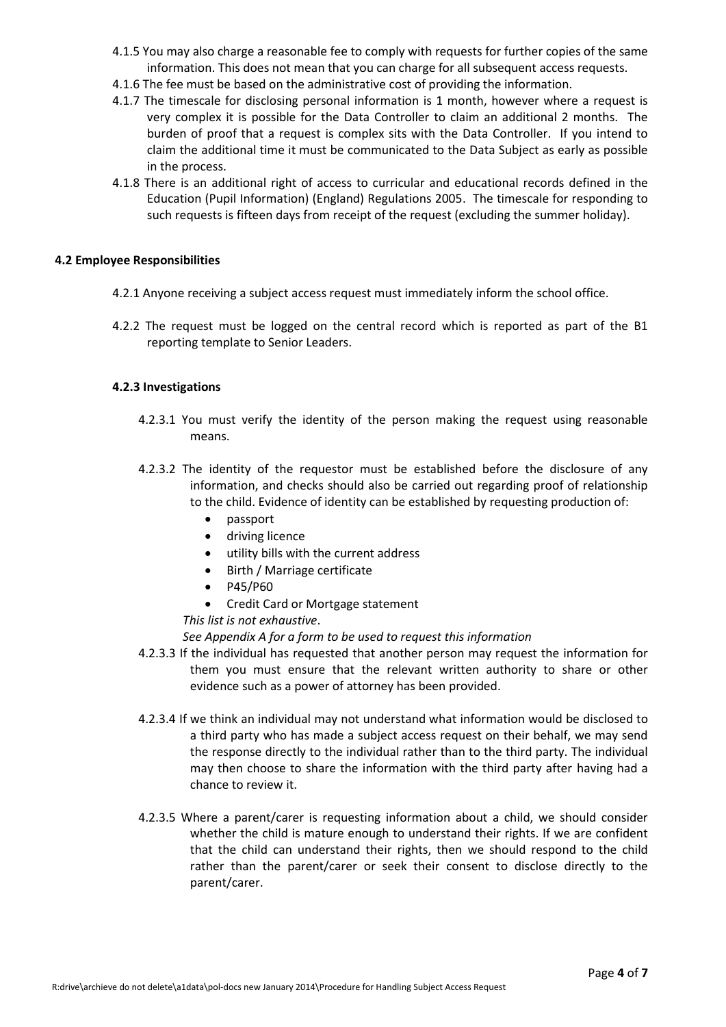4.1.5 You may also charge a reasonable fee to comply with requests for further copies of the same information. This does not mean that you can charge for all subsequent access requests.

4.1.6 The fee must be based on the administrative cost of providing the information.

4.1.7 The timescale for disclosing personal information is 1 month, however where a request is very complex it is possible for the Data Controller to claim an additional 2 months. The burden of proof that a request is complex sits with the Data Controller. If you intend to claim the additional time it must be communicated to the Data Subject as early as possible in the process.

4.1.8 There is an additional right of access to curricular and educational records defined in the Education (Pupil Information) (England) Regulations 2005. The timescale for responding to such requests is fifteen days from receipt of the request (excluding the summer holiday).

### 4.2 Employee Responsibilities

4.2.1 Anyone receiving a subject access request must immediately inform the school office.

4.2.2 The request must be logged on the central record which is reported as part of the B1 reporting template to Senior Leaders.

#### 4.2.3 Investigations

4.2.3.1 You must verify the identity of the person making the request using reasonable means.

4.2.3.2 The identity of the requestor must be established before the disclosure of any information, and checks should also be carried out regarding proof of relationship to the child. Evidence of identity can be established by requesting production of:

- passport
- driving licence
- utility bills with the current address
- Birth / Marriage certificate
- P45/P60
- Credit Card or Mortgage statement

*This list is not exhaustive*.

*See Appendix A for a form to be used to request this information*

4.2.3.3 If the individual has requested that another person may request the information for them you must ensure that the relevant written authority to share or other evidence such as a power of attorney has been provided.

4.2.3.4 If we think an individual may not understand what information would be disclosed to a third party who has made a subject access request on their behalf, we may send the response directly to the individual rather than to the third party. The individual may then choose to share the information with the third party after having had a chance to review it.

4.2.3.5 Where a parent/carer is requesting information about a child, we should consider whether the child is mature enough to understand their rights. If we are confident that the child can understand their rights, then we should respond to the child rather than the parent/carer or seek their consent to disclose directly to the parent/carer.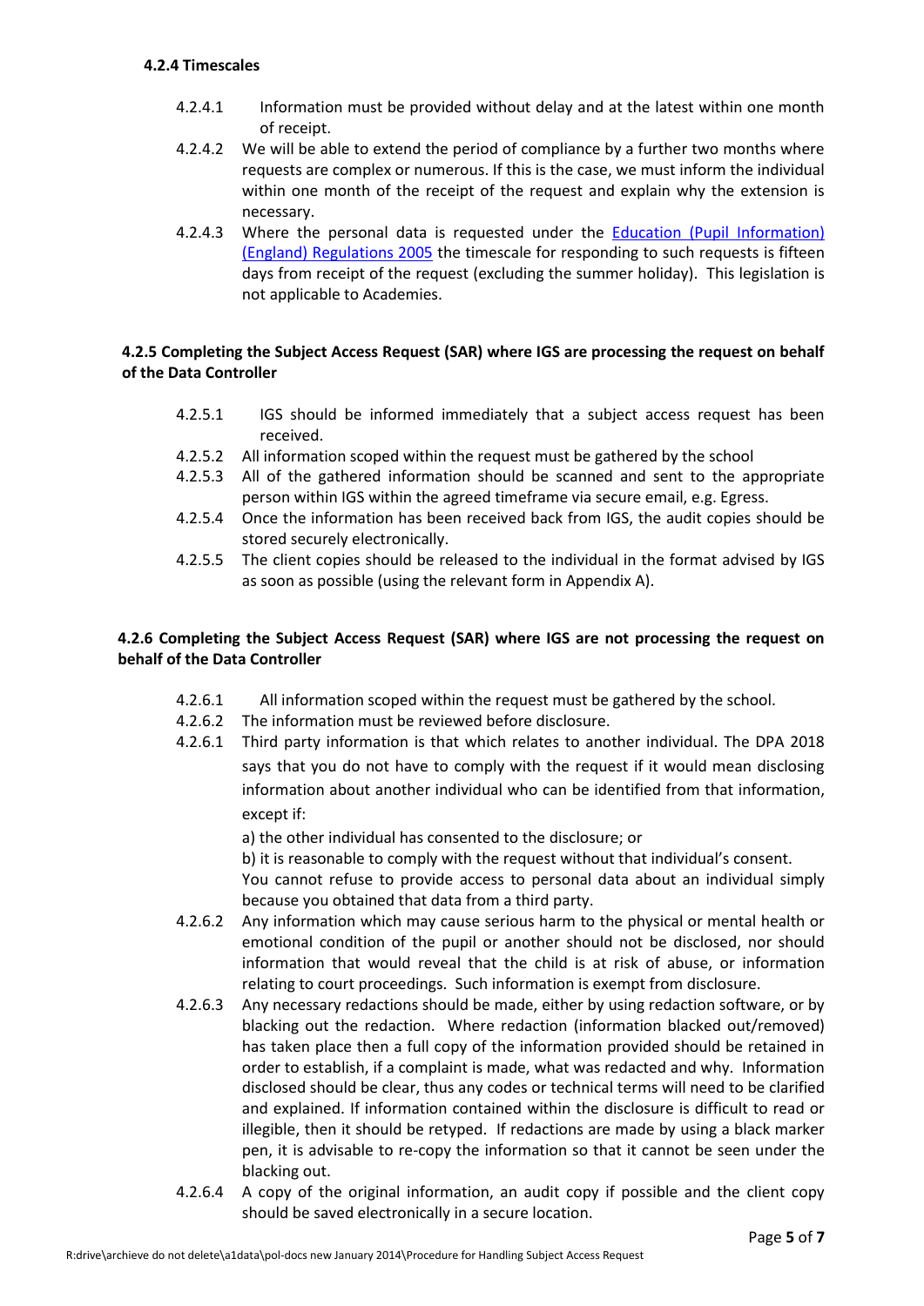#### 4.2.4 Timescales

4.2.4.1 Information must be provided without delay and at the latest within one month of receipt.

4.2.4.2 We will be able to extend the period of compliance by a further two months where requests are complex or numerous. If this is the case, we must inform the individual within one month of the receipt of the request and explain why the extension is necessary.

4.2.4.3 Where the personal data is requested under the [Education (Pupil Information) (England) Regulations 2005] the timescale for responding to such requests is fifteen days from receipt of the request (excluding the summer holiday). This legislation is not applicable to Academies.

#### 4.2.5 Completing the Subject Access Request (SAR) where IGS are processing the request on behalf of the Data Controller

4.2.5.1 IGS should be informed immediately that a subject access request has been received.

4.2.5.2 All information scoped within the request must be gathered by the school

4.2.5.3 All of the gathered information should be scanned and sent to the appropriate person within IGS within the agreed timeframe via secure email, e.g. Egress.

4.2.5.4 Once the information has been received back from IGS, the audit copies should be stored securely electronically.

4.2.5.5 The client copies should be released to the individual in the format advised by IGS as soon as possible (using the relevant form in Appendix A).

#### 4.2.6 Completing the Subject Access Request (SAR) where IGS are not processing the request on behalf of the Data Controller

4.2.6.1 All information scoped within the request must be gathered by the school.

4.2.6.2 The information must be reviewed before disclosure.

4.2.6.1 Third party information is that which relates to another individual. The DPA 2018 says that you do not have to comply with the request if it would mean disclosing information about another individual who can be identified from that information, except if:

a) the other individual has consented to the disclosure; or

b) it is reasonable to comply with the request without that individual's consent.

You cannot refuse to provide access to personal data about an individual simply because you obtained that data from a third party.

4.2.6.2 Any information which may cause serious harm to the physical or mental health or emotional condition of the pupil or another should not be disclosed, nor should information that would reveal that the child is at risk of abuse, or information relating to court proceedings. Such information is exempt from disclosure.

4.2.6.3 Any necessary redactions should be made, either by using redaction software, or by blacking out the redaction. Where redaction (information blacked out/removed) has taken place then a full copy of the information provided should be retained in order to establish, if a complaint is made, what was redacted and why. Information disclosed should be clear, thus any codes or technical terms will need to be clarified and explained. If information contained within the disclosure is difficult to read or illegible, then it should be retyped. If redactions are made by using a black marker pen, it is advisable to re-copy the information so that it cannot be seen under the blacking out.

4.2.6.4 A copy of the original information, an audit copy if possible and the client copy should be saved electronically in a secure location.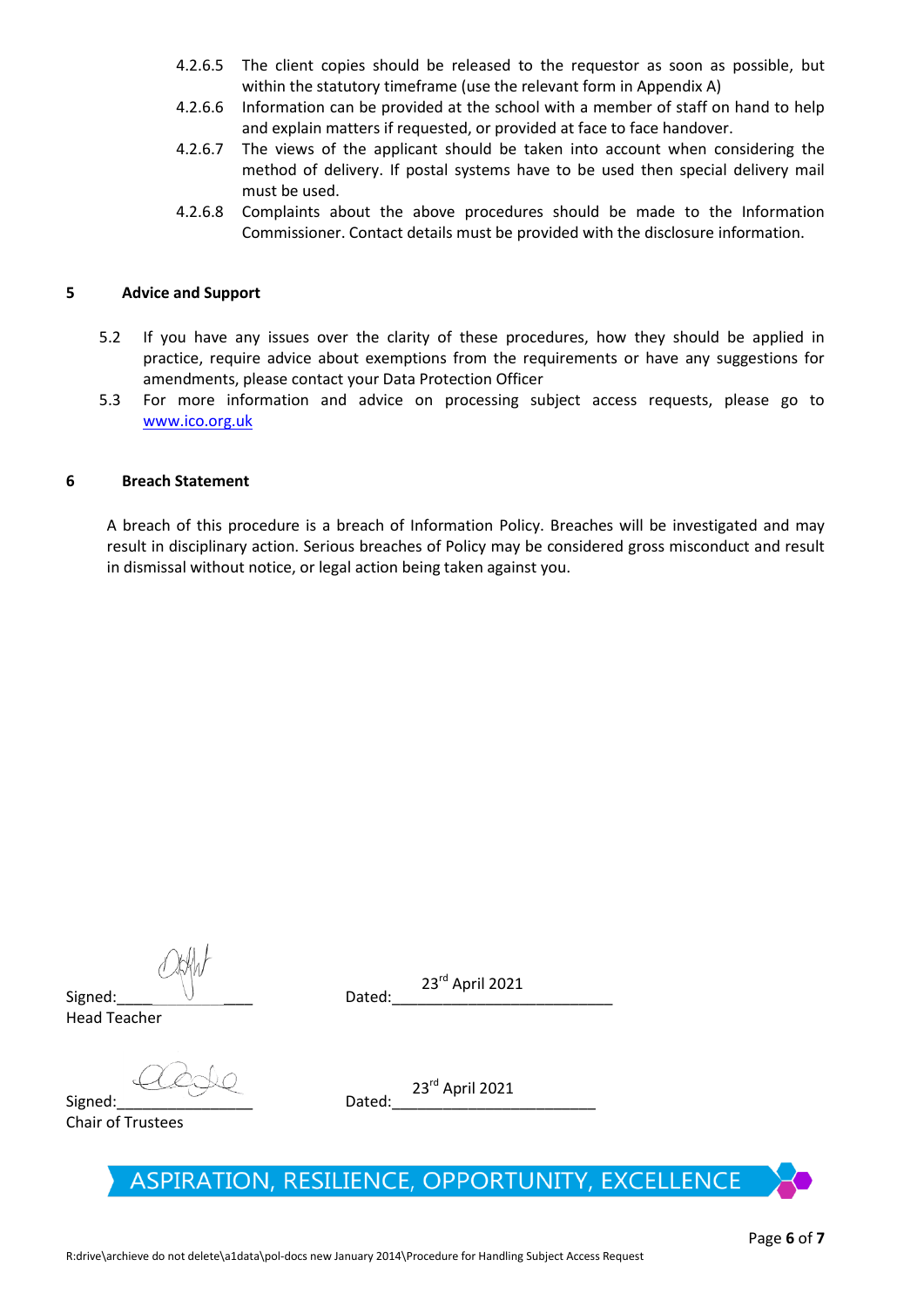4.2.6.5 The client copies should be released to the requestor as soon as possible, but within the statutory timeframe (use the relevant form in Appendix A)

4.2.6.6 Information can be provided at the school with a member of staff on hand to help and explain matters if requested, or provided at face to face handover.

4.2.6.7 The views of the applicant should be taken into account when considering the method of delivery. If postal systems have to be used then special delivery mail must be used.

4.2.6.8 Complaints about the above procedures should be made to the Information Commissioner. Contact details must be provided with the disclosure information.

## 5 Advice and Support

5.2 If you have any issues over the clarity of these procedures, how they should be applied in practice, require advice about exemptions from the requirements or have any suggestions for amendments, please contact your Data Protection Officer

5.3 For more information and advice on processing subject access requests, please go to www.ico.org.uk

## 6 Breach Statement

A breach of this procedure is a breach of Information Policy. Breaches will be investigated and may result in disciplinary action. Serious breaches of Policy may be considered gross misconduct and result in dismissal without notice, or legal action being taken against you.

Signed:\_\_\_\_\_\_\_\_\_\_\_\_\_\_\_\_ Dated: 23rd April 2021
Head Teacher

Signed:\_\_\_\_\_\_\_\_\_\_\_\_\_\_\_\_ Dated: 23rd April 2021
Chair of Trustees

ASPIRATION, RESILIENCE, OPPORTUNITY, EXCELLENCE

R:drive\archieve do not delete\a1data\pol-docs new January 2014\Procedure for Handling Subject Access Request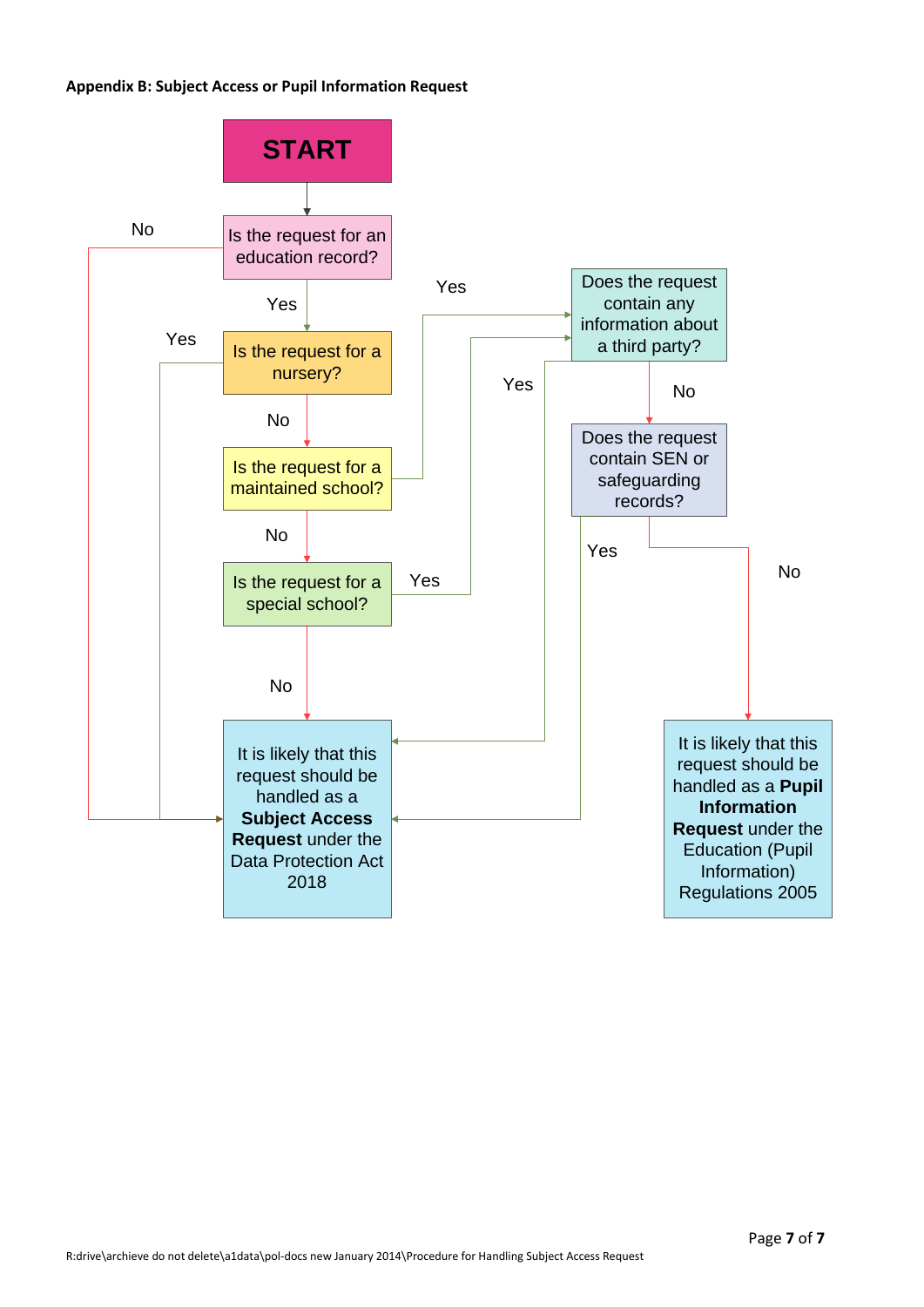**Appendix B: Subject Access or Pupil Information Request**

START

Is the request for an education record?

No

Yes

Is the request for a nursery?

Yes

No

Is the request for a maintained school?

Yes

No

Is the request for a special school?

Yes

No

Does the request contain any information about a third party?

Yes

No

Does the request contain SEN or safeguarding records?

Yes

No

It is likely that this request should be handled as a **Subject Access Request** under the Data Protection Act 2018

It is likely that this request should be handled as a **Pupil Information Request** under the Education (Pupil Information) Regulations 2005

R:drive\archieve do not delete\a1data\pol-docs new January 2014\Procedure for Handling Subject Access Request